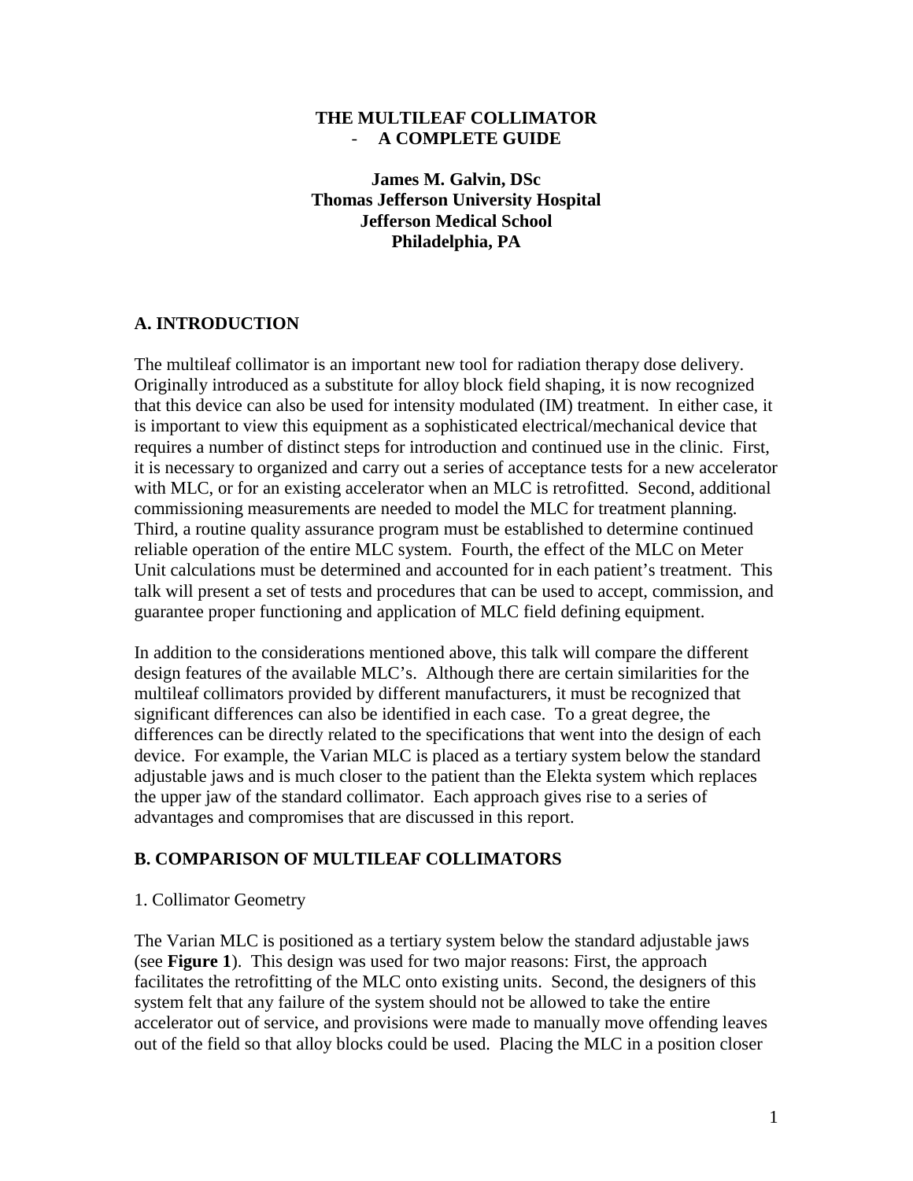# THE MULTILEAF COLLIMATOR
## - A COMPLETE GUIDE

**James M. Galvin, DSc**
**Thomas Jefferson University Hospital**
**Jefferson Medical School**
**Philadelphia, PA**

## A. INTRODUCTION

The multileaf collimator is an important new tool for radiation therapy dose delivery. Originally introduced as a substitute for alloy block field shaping, it is now recognized that this device can also be used for intensity modulated (IM) treatment. In either case, it is important to view this equipment as a sophisticated electrical/mechanical device that requires a number of distinct steps for introduction and continued use in the clinic. First, it is necessary to organized and carry out a series of acceptance tests for a new accelerator with MLC, or for an existing accelerator when an MLC is retrofitted. Second, additional commissioning measurements are needed to model the MLC for treatment planning. Third, a routine quality assurance program must be established to determine continued reliable operation of the entire MLC system. Fourth, the effect of the MLC on Meter Unit calculations must be determined and accounted for in each patient's treatment. This talk will present a set of tests and procedures that can be used to accept, commission, and guarantee proper functioning and application of MLC field defining equipment.

In addition to the considerations mentioned above, this talk will compare the different design features of the available MLC's. Although there are certain similarities for the multileaf collimators provided by different manufacturers, it must be recognized that significant differences can also be identified in each case. To a great degree, the differences can be directly related to the specifications that went into the design of each device. For example, the Varian MLC is placed as a tertiary system below the standard adjustable jaws and is much closer to the patient than the Elekta system which replaces the upper jaw of the standard collimator. Each approach gives rise to a series of advantages and compromises that are discussed in this report.

## B. COMPARISON OF MULTILEAF COLLIMATORS

1. Collimator Geometry

The Varian MLC is positioned as a tertiary system below the standard adjustable jaws (see **Figure 1**). This design was used for two major reasons: First, the approach facilitates the retrofitting of the MLC onto existing units. Second, the designers of this system felt that any failure of the system should not be allowed to take the entire accelerator out of service, and provisions were made to manually move offending leaves out of the field so that alloy blocks could be used. Placing the MLC in a position closer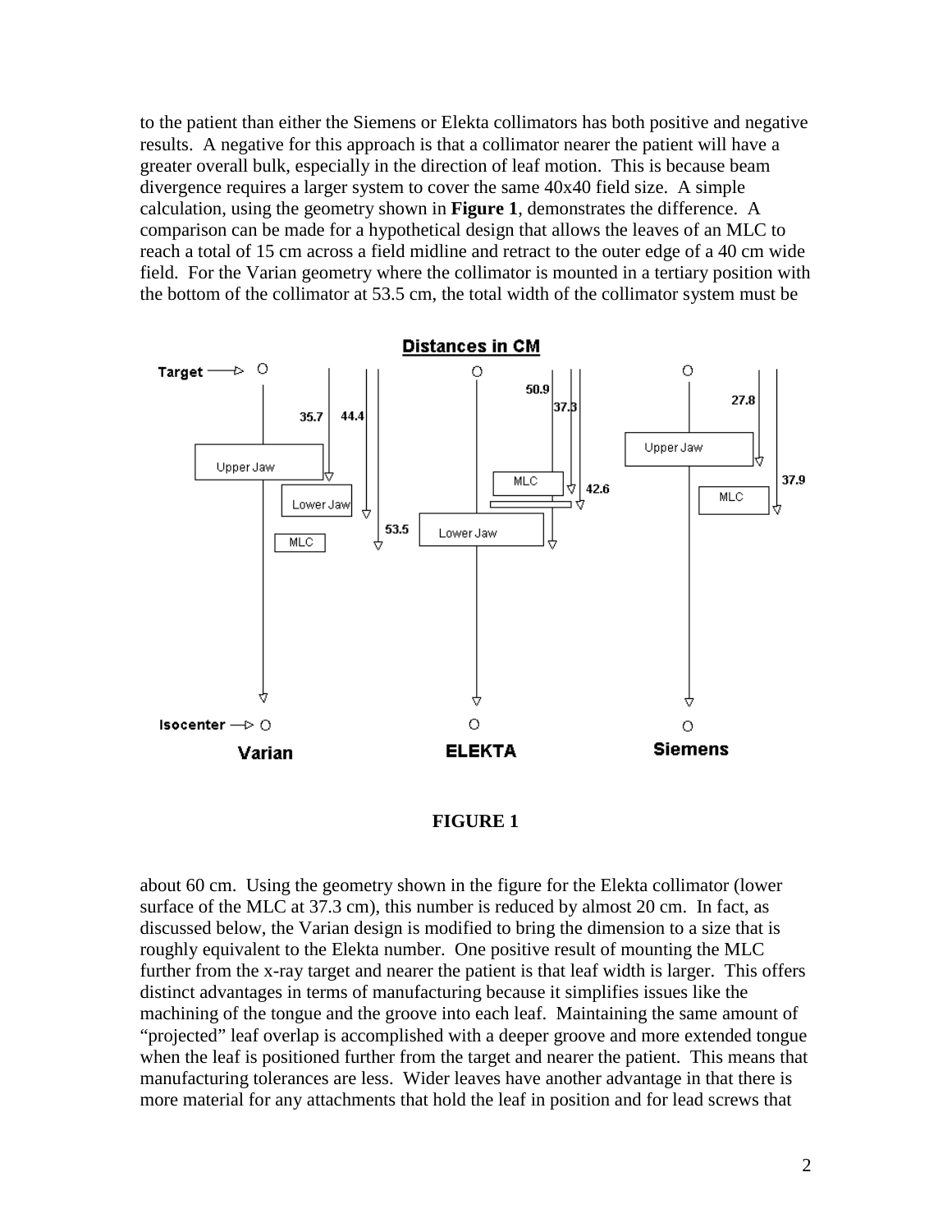to the patient than either the Siemens or Elekta collimators has both positive and negative results. A negative for this approach is that a collimator nearer the patient will have a greater overall bulk, especially in the direction of leaf motion. This is because beam divergence requires a larger system to cover the same 40x40 field size. A simple calculation, using the geometry shown in **Figure 1**, demonstrates the difference. A comparison can be made for a hypothetical design that allows the leaves of an MLC to reach a total of 15 cm across a field midline and retract to the outer edge of a 40 cm wide field. For the Varian geometry where the collimator is mounted in a tertiary position with the bottom of the collimator at 53.5 cm, the total width of the collimator system must be

Distances in CM

Target

35.7

44.4

Upper Jaw

Lower Jaw

53.5

MLC

Isocenter

Varian

50.9

37.3

MLC

42.6

Lower Jaw

ELEKTA

27.8

Upper Jaw

37.9

MLC

Siemens

**FIGURE 1**

about 60 cm. Using the geometry shown in the figure for the Elekta collimator (lower surface of the MLC at 37.3 cm), this number is reduced by almost 20 cm. In fact, as discussed below, the Varian design is modified to bring the dimension to a size that is roughly equivalent to the Elekta number. One positive result of mounting the MLC further from the x-ray target and nearer the patient is that leaf width is larger. This offers distinct advantages in terms of manufacturing because it simplifies issues like the machining of the tongue and the groove into each leaf. Maintaining the same amount of "projected" leaf overlap is accomplished with a deeper groove and more extended tongue when the leaf is positioned further from the target and nearer the patient. This means that manufacturing tolerances are less. Wider leaves have another advantage in that there is more material for any attachments that hold the leaf in position and for lead screws that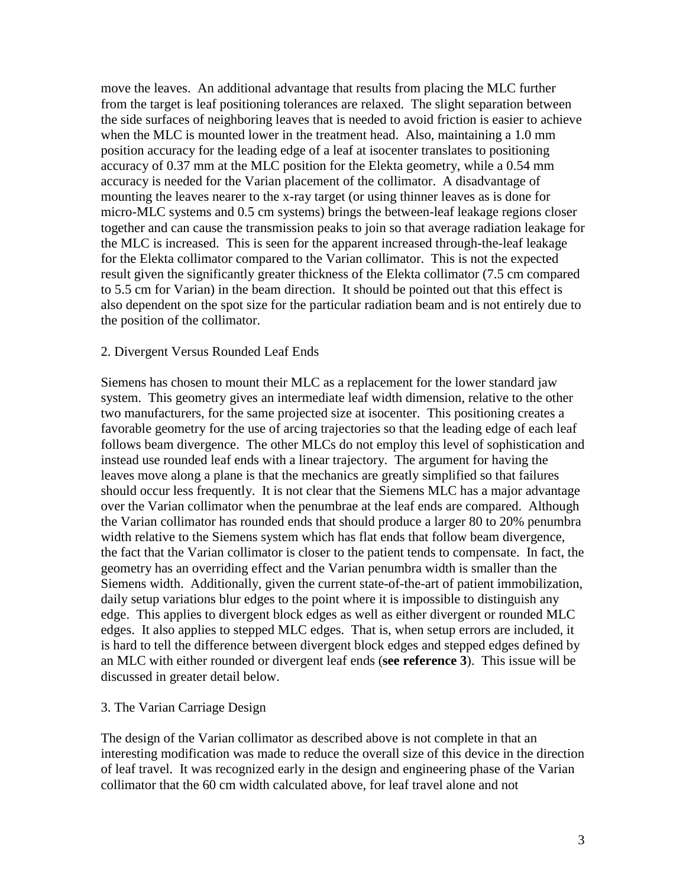move the leaves. An additional advantage that results from placing the MLC further from the target is leaf positioning tolerances are relaxed. The slight separation between the side surfaces of neighboring leaves that is needed to avoid friction is easier to achieve when the MLC is mounted lower in the treatment head. Also, maintaining a 1.0 mm position accuracy for the leading edge of a leaf at isocenter translates to positioning accuracy of 0.37 mm at the MLC position for the Elekta geometry, while a 0.54 mm accuracy is needed for the Varian placement of the collimator. A disadvantage of mounting the leaves nearer to the x-ray target (or using thinner leaves as is done for micro-MLC systems and 0.5 cm systems) brings the between-leaf leakage regions closer together and can cause the transmission peaks to join so that average radiation leakage for the MLC is increased. This is seen for the apparent increased through-the-leaf leakage for the Elekta collimator compared to the Varian collimator. This is not the expected result given the significantly greater thickness of the Elekta collimator (7.5 cm compared to 5.5 cm for Varian) in the beam direction. It should be pointed out that this effect is also dependent on the spot size for the particular radiation beam and is not entirely due to the position of the collimator.

## 2. Divergent Versus Rounded Leaf Ends

Siemens has chosen to mount their MLC as a replacement for the lower standard jaw system. This geometry gives an intermediate leaf width dimension, relative to the other two manufacturers, for the same projected size at isocenter. This positioning creates a favorable geometry for the use of arcing trajectories so that the leading edge of each leaf follows beam divergence. The other MLCs do not employ this level of sophistication and instead use rounded leaf ends with a linear trajectory. The argument for having the leaves move along a plane is that the mechanics are greatly simplified so that failures should occur less frequently. It is not clear that the Siemens MLC has a major advantage over the Varian collimator when the penumbrae at the leaf ends are compared. Although the Varian collimator has rounded ends that should produce a larger 80 to 20% penumbra width relative to the Siemens system which has flat ends that follow beam divergence, the fact that the Varian collimator is closer to the patient tends to compensate. In fact, the geometry has an overriding effect and the Varian penumbra width is smaller than the Siemens width. Additionally, given the current state-of-the-art of patient immobilization, daily setup variations blur edges to the point where it is impossible to distinguish any edge. This applies to divergent block edges as well as either divergent or rounded MLC edges. It also applies to stepped MLC edges. That is, when setup errors are included, it is hard to tell the difference between divergent block edges and stepped edges defined by an MLC with either rounded or divergent leaf ends (**see reference 3**). This issue will be discussed in greater detail below.

## 3. The Varian Carriage Design

The design of the Varian collimator as described above is not complete in that an interesting modification was made to reduce the overall size of this device in the direction of leaf travel. It was recognized early in the design and engineering phase of the Varian collimator that the 60 cm width calculated above, for leaf travel alone and not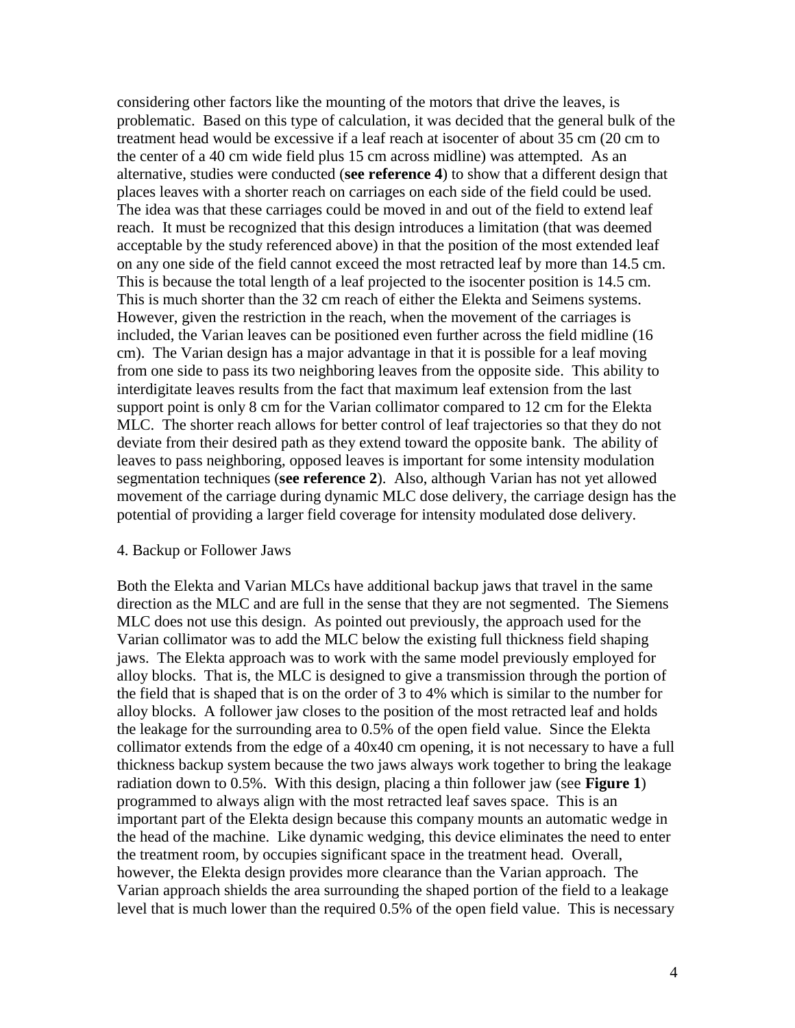considering other factors like the mounting of the motors that drive the leaves, is problematic. Based on this type of calculation, it was decided that the general bulk of the treatment head would be excessive if a leaf reach at isocenter of about 35 cm (20 cm to the center of a 40 cm wide field plus 15 cm across midline) was attempted. As an alternative, studies were conducted (**see reference 4**) to show that a different design that places leaves with a shorter reach on carriages on each side of the field could be used. The idea was that these carriages could be moved in and out of the field to extend leaf reach. It must be recognized that this design introduces a limitation (that was deemed acceptable by the study referenced above) in that the position of the most extended leaf on any one side of the field cannot exceed the most retracted leaf by more than 14.5 cm. This is because the total length of a leaf projected to the isocenter position is 14.5 cm. This is much shorter than the 32 cm reach of either the Elekta and Seimens systems. However, given the restriction in the reach, when the movement of the carriages is included, the Varian leaves can be positioned even further across the field midline (16 cm). The Varian design has a major advantage in that it is possible for a leaf moving from one side to pass its two neighboring leaves from the opposite side. This ability to interdigitate leaves results from the fact that maximum leaf extension from the last support point is only 8 cm for the Varian collimator compared to 12 cm for the Elekta MLC. The shorter reach allows for better control of leaf trajectories so that they do not deviate from their desired path as they extend toward the opposite bank. The ability of leaves to pass neighboring, opposed leaves is important for some intensity modulation segmentation techniques (**see reference 2**). Also, although Varian has not yet allowed movement of the carriage during dynamic MLC dose delivery, the carriage design has the potential of providing a larger field coverage for intensity modulated dose delivery.

4. Backup or Follower Jaws

Both the Elekta and Varian MLCs have additional backup jaws that travel in the same direction as the MLC and are full in the sense that they are not segmented. The Siemens MLC does not use this design. As pointed out previously, the approach used for the Varian collimator was to add the MLC below the existing full thickness field shaping jaws. The Elekta approach was to work with the same model previously employed for alloy blocks. That is, the MLC is designed to give a transmission through the portion of the field that is shaped that is on the order of 3 to 4% which is similar to the number for alloy blocks. A follower jaw closes to the position of the most retracted leaf and holds the leakage for the surrounding area to 0.5% of the open field value. Since the Elekta collimator extends from the edge of a 40x40 cm opening, it is not necessary to have a full thickness backup system because the two jaws always work together to bring the leakage radiation down to 0.5%. With this design, placing a thin follower jaw (see **Figure 1**) programmed to always align with the most retracted leaf saves space. This is an important part of the Elekta design because this company mounts an automatic wedge in the head of the machine. Like dynamic wedging, this device eliminates the need to enter the treatment room, by occupies significant space in the treatment head. Overall, however, the Elekta design provides more clearance than the Varian approach. The Varian approach shields the area surrounding the shaped portion of the field to a leakage level that is much lower than the required 0.5% of the open field value. This is necessary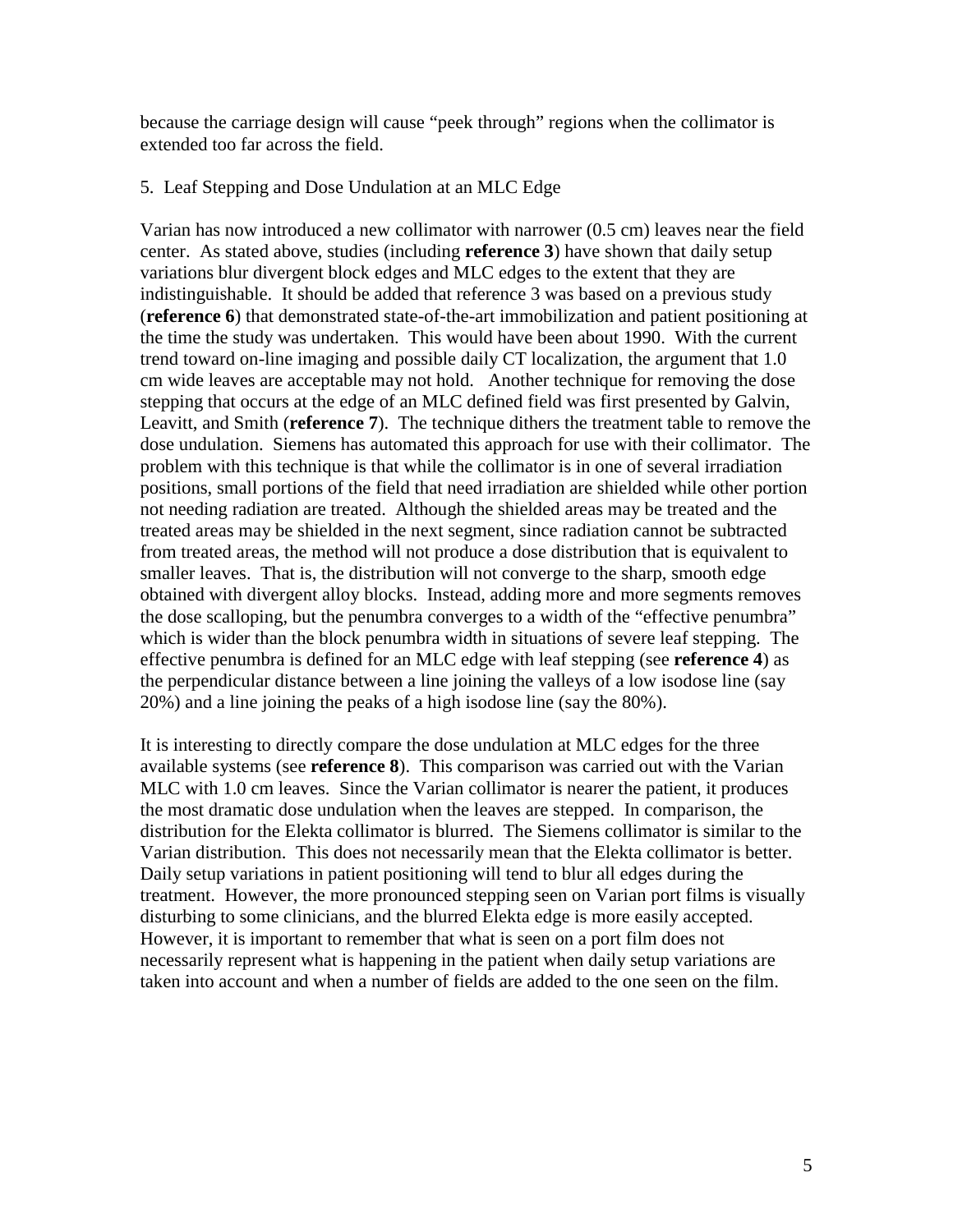because the carriage design will cause "peek through" regions when the collimator is extended too far across the field.

5. Leaf Stepping and Dose Undulation at an MLC Edge

Varian has now introduced a new collimator with narrower (0.5 cm) leaves near the field center. As stated above, studies (including **reference 3**) have shown that daily setup variations blur divergent block edges and MLC edges to the extent that they are indistinguishable. It should be added that reference 3 was based on a previous study (**reference 6**) that demonstrated state-of-the-art immobilization and patient positioning at the time the study was undertaken. This would have been about 1990. With the current trend toward on-line imaging and possible daily CT localization, the argument that 1.0 cm wide leaves are acceptable may not hold. Another technique for removing the dose stepping that occurs at the edge of an MLC defined field was first presented by Galvin, Leavitt, and Smith (**reference 7**). The technique dithers the treatment table to remove the dose undulation. Siemens has automated this approach for use with their collimator. The problem with this technique is that while the collimator is in one of several irradiation positions, small portions of the field that need irradiation are shielded while other portion not needing radiation are treated. Although the shielded areas may be treated and the treated areas may be shielded in the next segment, since radiation cannot be subtracted from treated areas, the method will not produce a dose distribution that is equivalent to smaller leaves. That is, the distribution will not converge to the sharp, smooth edge obtained with divergent alloy blocks. Instead, adding more and more segments removes the dose scalloping, but the penumbra converges to a width of the "effective penumbra" which is wider than the block penumbra width in situations of severe leaf stepping. The effective penumbra is defined for an MLC edge with leaf stepping (see **reference 4**) as the perpendicular distance between a line joining the valleys of a low isodose line (say 20%) and a line joining the peaks of a high isodose line (say the 80%).

It is interesting to directly compare the dose undulation at MLC edges for the three available systems (see **reference 8**). This comparison was carried out with the Varian MLC with 1.0 cm leaves. Since the Varian collimator is nearer the patient, it produces the most dramatic dose undulation when the leaves are stepped. In comparison, the distribution for the Elekta collimator is blurred. The Siemens collimator is similar to the Varian distribution. This does not necessarily mean that the Elekta collimator is better. Daily setup variations in patient positioning will tend to blur all edges during the treatment. However, the more pronounced stepping seen on Varian port films is visually disturbing to some clinicians, and the blurred Elekta edge is more easily accepted. However, it is important to remember that what is seen on a port film does not necessarily represent what is happening in the patient when daily setup variations are taken into account and when a number of fields are added to the one seen on the film.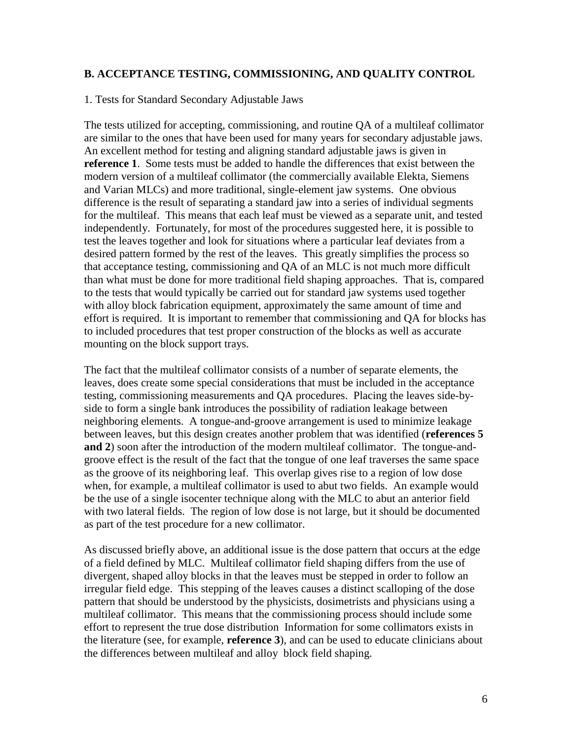## B. ACCEPTANCE TESTING, COMMISSIONING, AND QUALITY CONTROL

1. Tests for Standard Secondary Adjustable Jaws

The tests utilized for accepting, commissioning, and routine QA of a multileaf collimator are similar to the ones that have been used for many years for secondary adjustable jaws. An excellent method for testing and aligning standard adjustable jaws is given in **reference 1**. Some tests must be added to handle the differences that exist between the modern version of a multileaf collimator (the commercially available Elekta, Siemens and Varian MLCs) and more traditional, single-element jaw systems. One obvious difference is the result of separating a standard jaw into a series of individual segments for the multileaf. This means that each leaf must be viewed as a separate unit, and tested independently. Fortunately, for most of the procedures suggested here, it is possible to test the leaves together and look for situations where a particular leaf deviates from a desired pattern formed by the rest of the leaves. This greatly simplifies the process so that acceptance testing, commissioning and QA of an MLC is not much more difficult than what must be done for more traditional field shaping approaches. That is, compared to the tests that would typically be carried out for standard jaw systems used together with alloy block fabrication equipment, approximately the same amount of time and effort is required. It is important to remember that commissioning and QA for blocks has to included procedures that test proper construction of the blocks as well as accurate mounting on the block support trays.

The fact that the multileaf collimator consists of a number of separate elements, the leaves, does create some special considerations that must be included in the acceptance testing, commissioning measurements and QA procedures. Placing the leaves side-by-side to form a single bank introduces the possibility of radiation leakage between neighboring elements. A tongue-and-groove arrangement is used to minimize leakage between leaves, but this design creates another problem that was identified (**references 5 and 2**) soon after the introduction of the modern multileaf collimator. The tongue-and-groove effect is the result of the fact that the tongue of one leaf traverses the same space as the groove of its neighboring leaf. This overlap gives rise to a region of low dose when, for example, a multileaf collimator is used to abut two fields. An example would be the use of a single isocenter technique along with the MLC to abut an anterior field with two lateral fields. The region of low dose is not large, but it should be documented as part of the test procedure for a new collimator.

As discussed briefly above, an additional issue is the dose pattern that occurs at the edge of a field defined by MLC. Multileaf collimator field shaping differs from the use of divergent, shaped alloy blocks in that the leaves must be stepped in order to follow an irregular field edge. This stepping of the leaves causes a distinct scalloping of the dose pattern that should be understood by the physicists, dosimetrists and physicians using a multileaf collimator. This means that the commissioning process should include some effort to represent the true dose distribution Information for some collimators exists in the literature (see, for example, **reference 3**), and can be used to educate clinicians about the differences between multileaf and alloy block field shaping.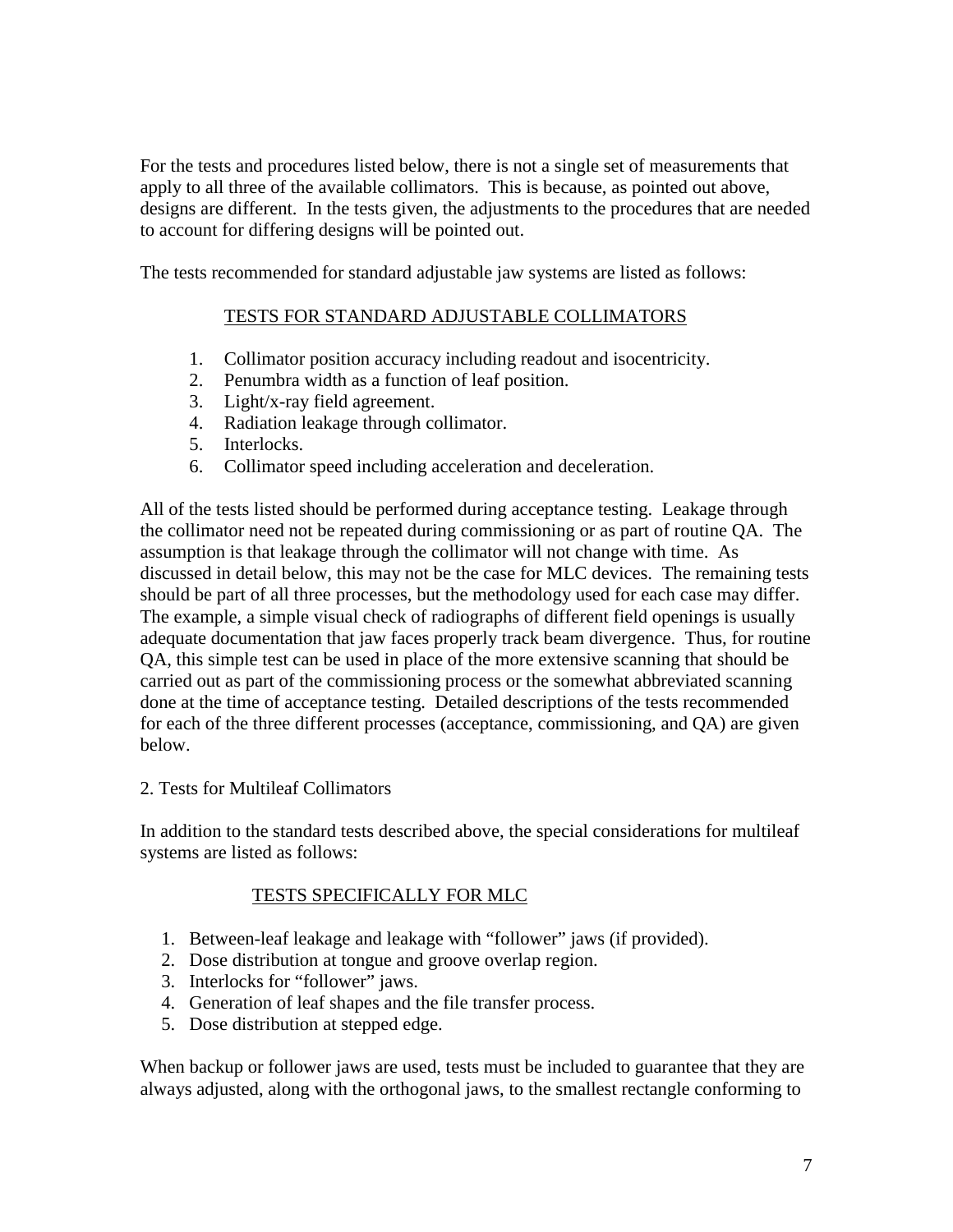For the tests and procedures listed below, there is not a single set of measurements that apply to all three of the available collimators. This is because, as pointed out above, designs are different. In the tests given, the adjustments to the procedures that are needed to account for differing designs will be pointed out.

The tests recommended for standard adjustable jaw systems are listed as follows:

<u>TESTS FOR STANDARD ADJUSTABLE COLLIMATORS</u>

1. Collimator position accuracy including readout and isocentricity.
2. Penumbra width as a function of leaf position.
3. Light/x-ray field agreement.
4. Radiation leakage through collimator.
5. Interlocks.
6. Collimator speed including acceleration and deceleration.

All of the tests listed should be performed during acceptance testing. Leakage through the collimator need not be repeated during commissioning or as part of routine QA. The assumption is that leakage through the collimator will not change with time. As discussed in detail below, this may not be the case for MLC devices. The remaining tests should be part of all three processes, but the methodology used for each case may differ. The example, a simple visual check of radiographs of different field openings is usually adequate documentation that jaw faces properly track beam divergence. Thus, for routine QA, this simple test can be used in place of the more extensive scanning that should be carried out as part of the commissioning process or the somewhat abbreviated scanning done at the time of acceptance testing. Detailed descriptions of the tests recommended for each of the three different processes (acceptance, commissioning, and QA) are given below.

2. Tests for Multileaf Collimators

In addition to the standard tests described above, the special considerations for multileaf systems are listed as follows:

<u>TESTS SPECIFICALLY FOR MLC</u>

1. Between-leaf leakage and leakage with "follower" jaws (if provided).
2. Dose distribution at tongue and groove overlap region.
3. Interlocks for "follower" jaws.
4. Generation of leaf shapes and the file transfer process.
5. Dose distribution at stepped edge.

When backup or follower jaws are used, tests must be included to guarantee that they are always adjusted, along with the orthogonal jaws, to the smallest rectangle conforming to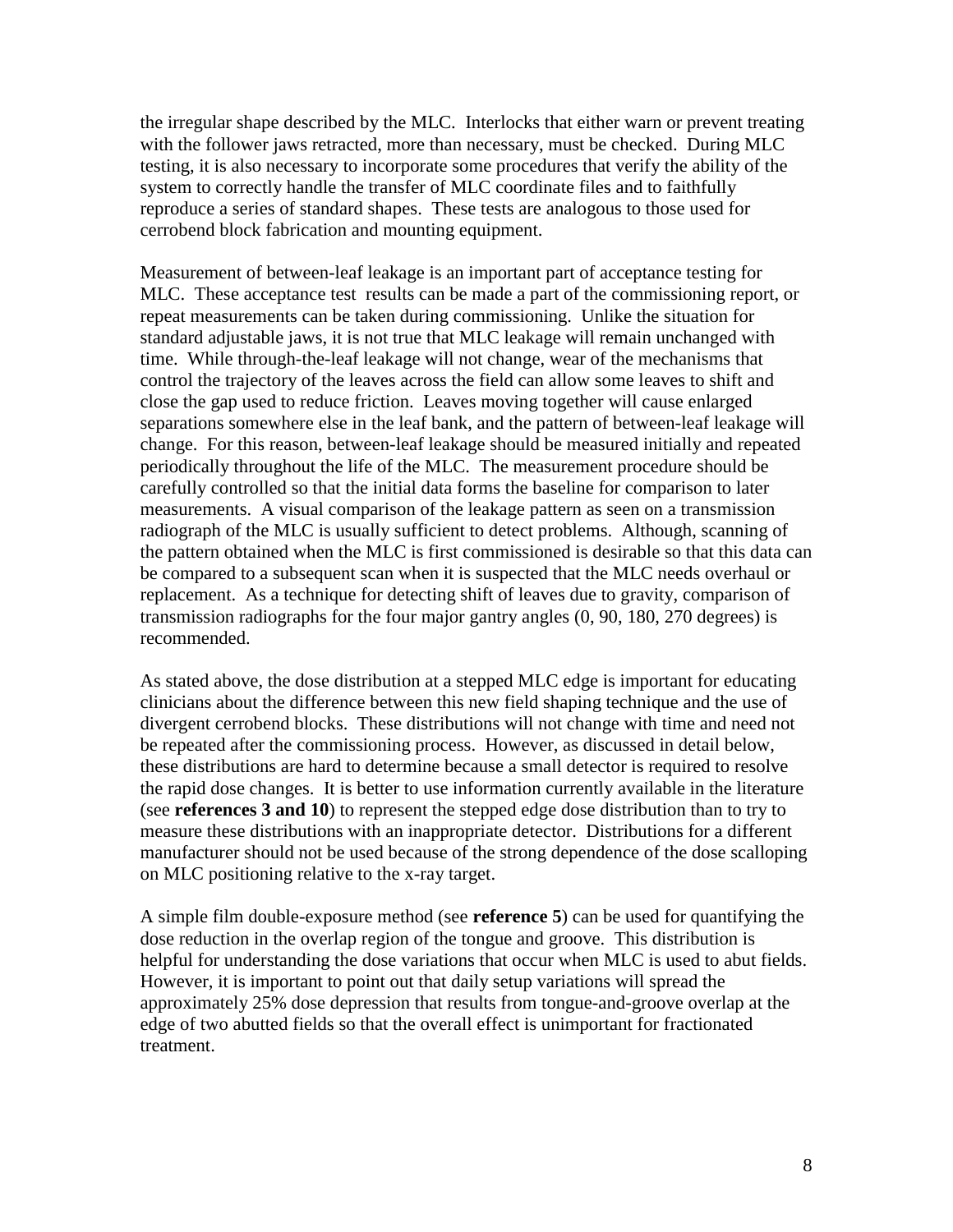the irregular shape described by the MLC. Interlocks that either warn or prevent treating with the follower jaws retracted, more than necessary, must be checked. During MLC testing, it is also necessary to incorporate some procedures that verify the ability of the system to correctly handle the transfer of MLC coordinate files and to faithfully reproduce a series of standard shapes. These tests are analogous to those used for cerrobend block fabrication and mounting equipment.

Measurement of between-leaf leakage is an important part of acceptance testing for MLC. These acceptance test results can be made a part of the commissioning report, or repeat measurements can be taken during commissioning. Unlike the situation for standard adjustable jaws, it is not true that MLC leakage will remain unchanged with time. While through-the-leaf leakage will not change, wear of the mechanisms that control the trajectory of the leaves across the field can allow some leaves to shift and close the gap used to reduce friction. Leaves moving together will cause enlarged separations somewhere else in the leaf bank, and the pattern of between-leaf leakage will change. For this reason, between-leaf leakage should be measured initially and repeated periodically throughout the life of the MLC. The measurement procedure should be carefully controlled so that the initial data forms the baseline for comparison to later measurements. A visual comparison of the leakage pattern as seen on a transmission radiograph of the MLC is usually sufficient to detect problems. Although, scanning of the pattern obtained when the MLC is first commissioned is desirable so that this data can be compared to a subsequent scan when it is suspected that the MLC needs overhaul or replacement. As a technique for detecting shift of leaves due to gravity, comparison of transmission radiographs for the four major gantry angles (0, 90, 180, 270 degrees) is recommended.

As stated above, the dose distribution at a stepped MLC edge is important for educating clinicians about the difference between this new field shaping technique and the use of divergent cerrobend blocks. These distributions will not change with time and need not be repeated after the commissioning process. However, as discussed in detail below, these distributions are hard to determine because a small detector is required to resolve the rapid dose changes. It is better to use information currently available in the literature (see **references 3 and 10**) to represent the stepped edge dose distribution than to try to measure these distributions with an inappropriate detector. Distributions for a different manufacturer should not be used because of the strong dependence of the dose scalloping on MLC positioning relative to the x-ray target.

A simple film double-exposure method (see **reference 5**) can be used for quantifying the dose reduction in the overlap region of the tongue and groove. This distribution is helpful for understanding the dose variations that occur when MLC is used to abut fields. However, it is important to point out that daily setup variations will spread the approximately 25% dose depression that results from tongue-and-groove overlap at the edge of two abutted fields so that the overall effect is unimportant for fractionated treatment.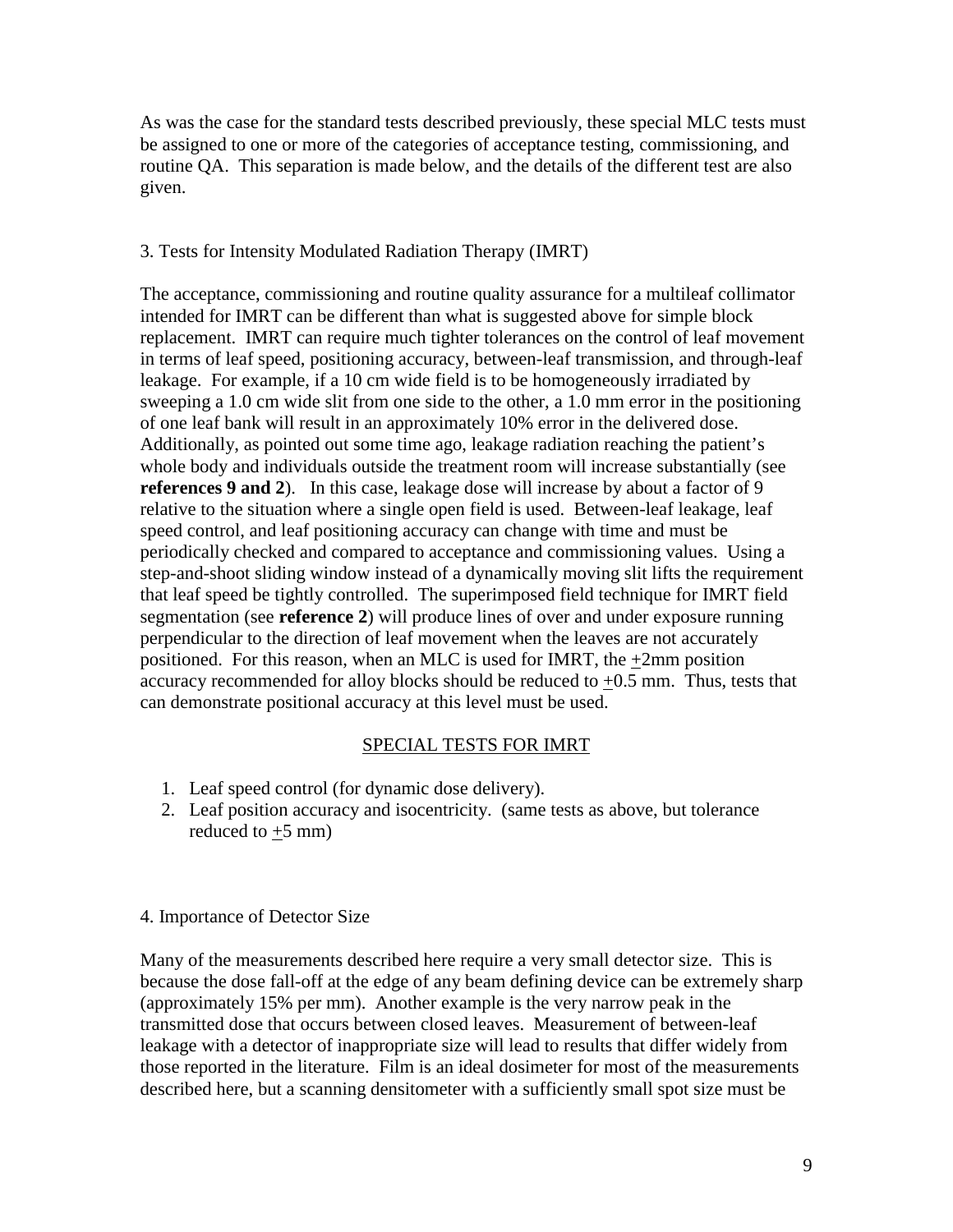As was the case for the standard tests described previously, these special MLC tests must be assigned to one or more of the categories of acceptance testing, commissioning, and routine QA. This separation is made below, and the details of the different test are also given.

3. Tests for Intensity Modulated Radiation Therapy (IMRT)

The acceptance, commissioning and routine quality assurance for a multileaf collimator intended for IMRT can be different than what is suggested above for simple block replacement. IMRT can require much tighter tolerances on the control of leaf movement in terms of leaf speed, positioning accuracy, between-leaf transmission, and through-leaf leakage. For example, if a 10 cm wide field is to be homogeneously irradiated by sweeping a 1.0 cm wide slit from one side to the other, a 1.0 mm error in the positioning of one leaf bank will result in an approximately 10% error in the delivered dose. Additionally, as pointed out some time ago, leakage radiation reaching the patient's whole body and individuals outside the treatment room will increase substantially (see **references 9 and 2**). In this case, leakage dose will increase by about a factor of 9 relative to the situation where a single open field is used. Between-leaf leakage, leaf speed control, and leaf positioning accuracy can change with time and must be periodically checked and compared to acceptance and commissioning values. Using a step-and-shoot sliding window instead of a dynamically moving slit lifts the requirement that leaf speed be tightly controlled. The superimposed field technique for IMRT field segmentation (see **reference 2**) will produce lines of over and under exposure running perpendicular to the direction of leaf movement when the leaves are not accurately positioned. For this reason, when an MLC is used for IMRT, the $\pm$2mm position accuracy recommended for alloy blocks should be reduced to $\pm$0.5 mm. Thus, tests that can demonstrate positional accuracy at this level must be used.

SPECIAL TESTS FOR IMRT

1. Leaf speed control (for dynamic dose delivery).
2. Leaf position accuracy and isocentricity. (same tests as above, but tolerance reduced to $\pm$5 mm)

4. Importance of Detector Size

Many of the measurements described here require a very small detector size. This is because the dose fall-off at the edge of any beam defining device can be extremely sharp (approximately 15% per mm). Another example is the very narrow peak in the transmitted dose that occurs between closed leaves. Measurement of between-leaf leakage with a detector of inappropriate size will lead to results that differ widely from those reported in the literature. Film is an ideal dosimeter for most of the measurements described here, but a scanning densitometer with a sufficiently small spot size must be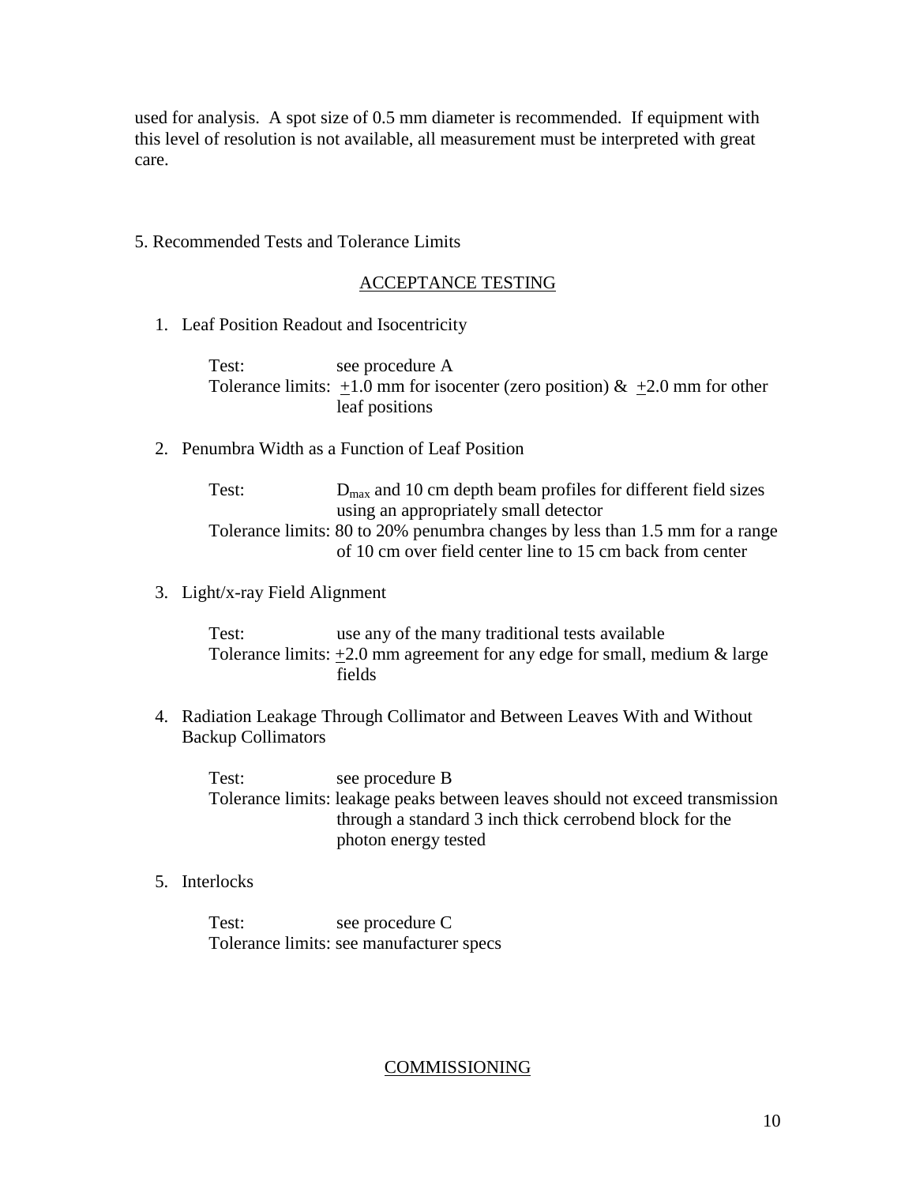used for analysis. A spot size of 0.5 mm diameter is recommended. If equipment with this level of resolution is not available, all measurement must be interpreted with great care.

## 5. Recommended Tests and Tolerance Limits

### ACCEPTANCE TESTING

1. Leaf Position Readout and Isocentricity

   Test: see procedure A
   Tolerance limits: ±1.0 mm for isocenter (zero position) & ±2.0 mm for other leaf positions

2. Penumbra Width as a Function of Leaf Position

   Test: $D_{max}$ and 10 cm depth beam profiles for different field sizes using an appropriately small detector
   Tolerance limits: 80 to 20% penumbra changes by less than 1.5 mm for a range of 10 cm over field center line to 15 cm back from center

3. Light/x-ray Field Alignment

   Test: use any of the many traditional tests available
   Tolerance limits: ±2.0 mm agreement for any edge for small, medium & large fields

4. Radiation Leakage Through Collimator and Between Leaves With and Without Backup Collimators

   Test: see procedure B
   Tolerance limits: leakage peaks between leaves should not exceed transmission through a standard 3 inch thick cerrobend block for the photon energy tested

5. Interlocks

   Test: see procedure C
   Tolerance limits: see manufacturer specs

### COMMISSIONING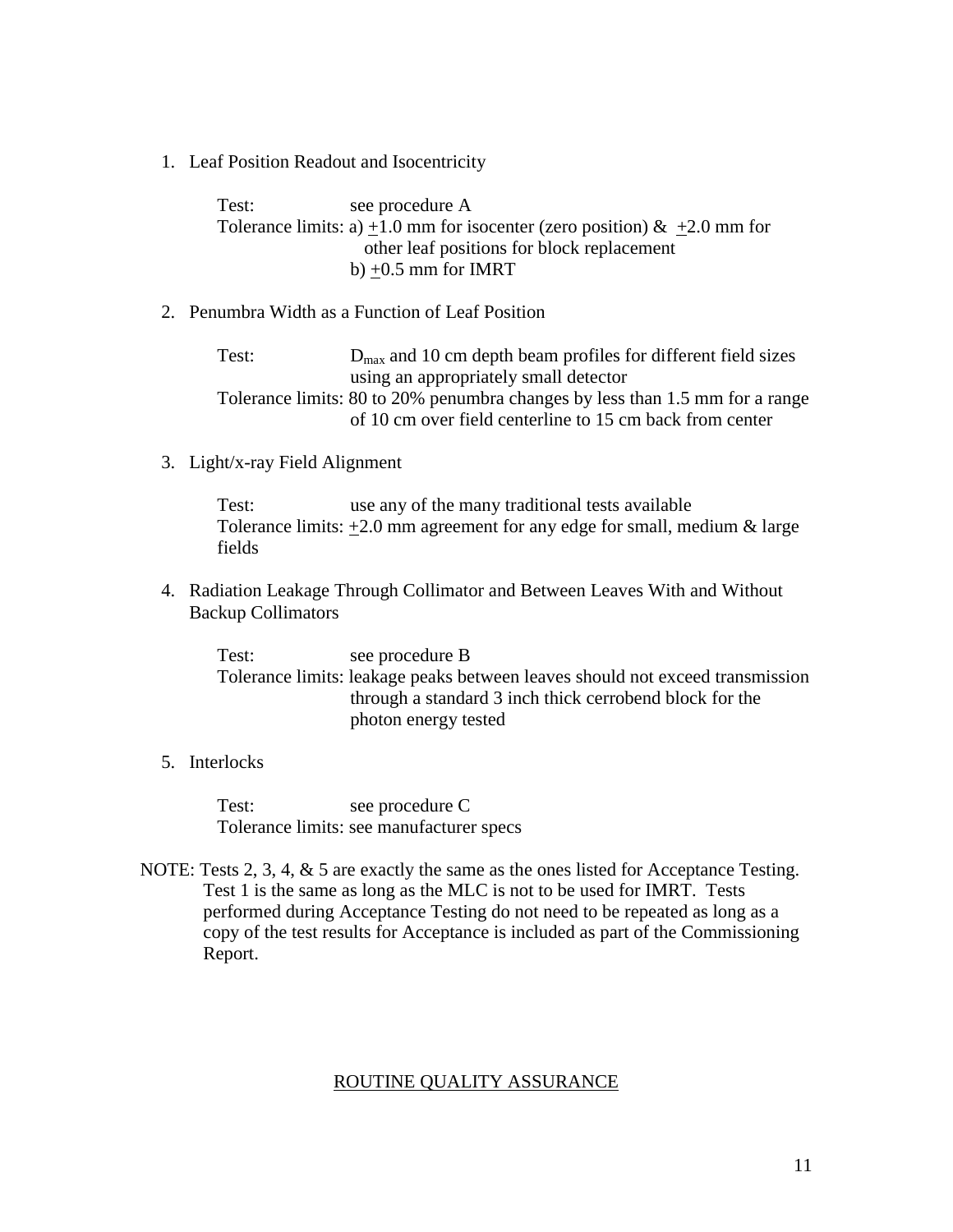1. Leaf Position Readout and Isocentricity

   Test: see procedure A

   Tolerance limits: a) ±1.0 mm for isocenter (zero position) & ±2.0 mm for other leaf positions for block replacement

   b) ±0.5 mm for IMRT

2. Penumbra Width as a Function of Leaf Position

   Test: $D_{max}$ and 10 cm depth beam profiles for different field sizes using an appropriately small detector

   Tolerance limits: 80 to 20% penumbra changes by less than 1.5 mm for a range of 10 cm over field centerline to 15 cm back from center

3. Light/x-ray Field Alignment

   Test: use any of the many traditional tests available

   Tolerance limits: ±2.0 mm agreement for any edge for small, medium & large fields

4. Radiation Leakage Through Collimator and Between Leaves With and Without Backup Collimators

   Test: see procedure B

   Tolerance limits: leakage peaks between leaves should not exceed transmission through a standard 3 inch thick cerrobend block for the photon energy tested

5. Interlocks

   Test: see procedure C

   Tolerance limits: see manufacturer specs

NOTE: Tests 2, 3, 4, & 5 are exactly the same as the ones listed for Acceptance Testing. Test 1 is the same as long as the MLC is not to be used for IMRT. Tests performed during Acceptance Testing do not need to be repeated as long as a copy of the test results for Acceptance is included as part of the Commissioning Report.

## ROUTINE QUALITY ASSURANCE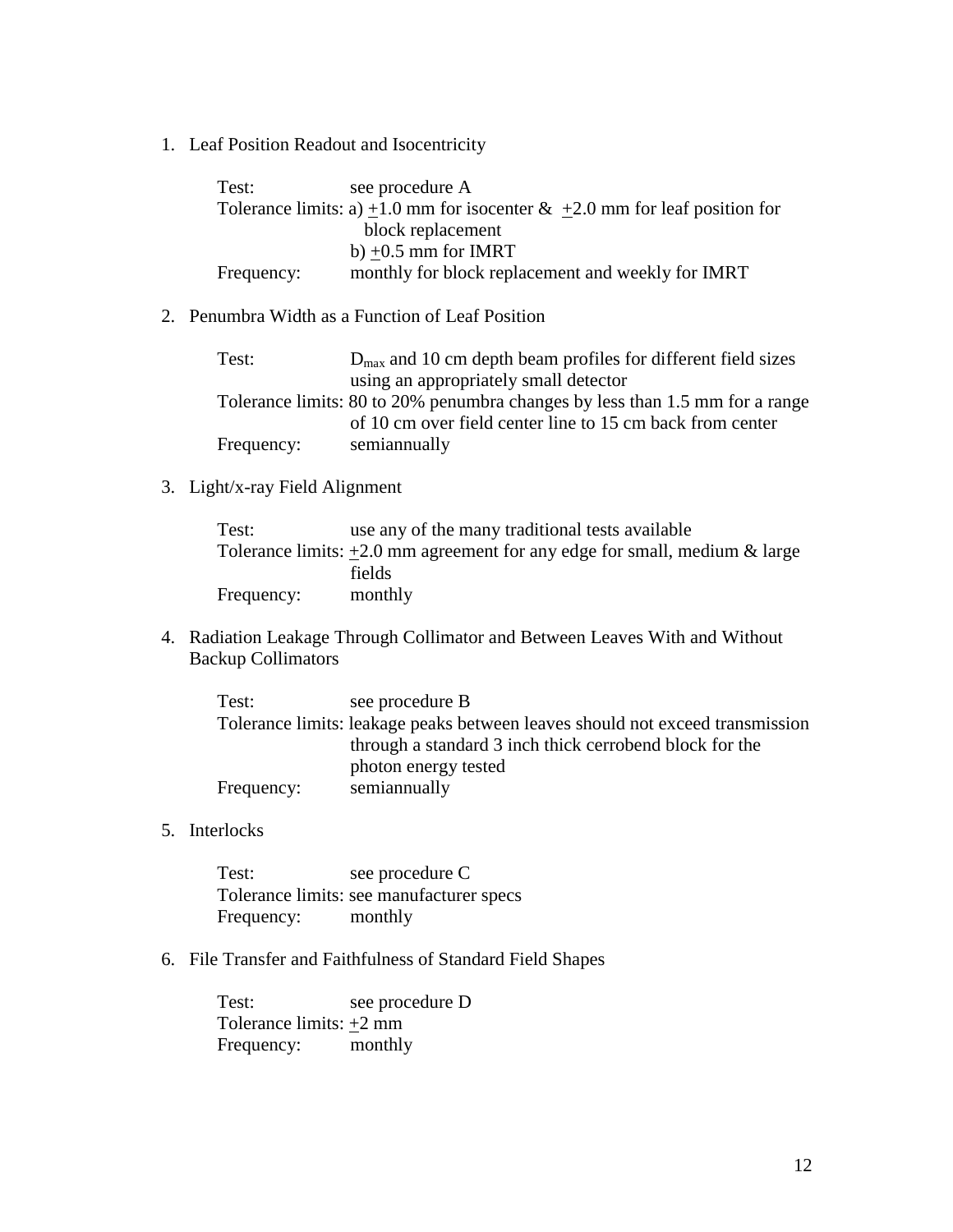1. Leaf Position Readout and Isocentricity

   Test: see procedure A
   Tolerance limits: a) $\pm$1.0 mm for isocenter & $\pm$2.0 mm for leaf position for block replacement
   b) $\pm$0.5 mm for IMRT
   Frequency: monthly for block replacement and weekly for IMRT

2. Penumbra Width as a Function of Leaf Position

   Test: $D_{max}$ and 10 cm depth beam profiles for different field sizes using an appropriately small detector
   Tolerance limits: 80 to 20% penumbra changes by less than 1.5 mm for a range of 10 cm over field center line to 15 cm back from center
   Frequency: semiannually

3. Light/x-ray Field Alignment

   Test: use any of the many traditional tests available
   Tolerance limits: $\pm$2.0 mm agreement for any edge for small, medium & large fields
   Frequency: monthly

4. Radiation Leakage Through Collimator and Between Leaves With and Without Backup Collimators

   Test: see procedure B
   Tolerance limits: leakage peaks between leaves should not exceed transmission through a standard 3 inch thick cerrobend block for the photon energy tested
   Frequency: semiannually

5. Interlocks

   Test: see procedure C
   Tolerance limits: see manufacturer specs
   Frequency: monthly

6. File Transfer and Faithfulness of Standard Field Shapes

   Test: see procedure D
   Tolerance limits: $\pm$2 mm
   Frequency: monthly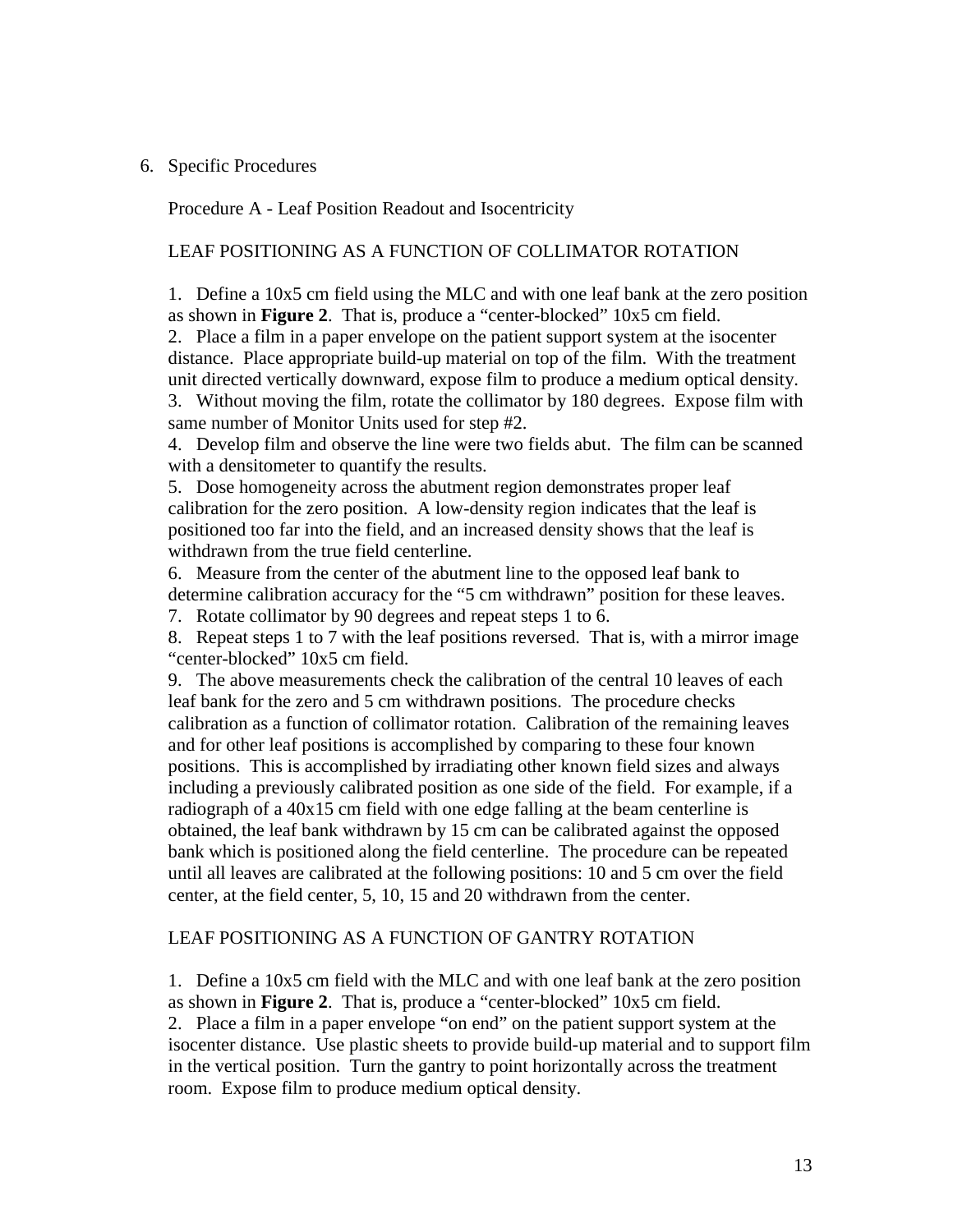6. Specific Procedures

Procedure A - Leaf Position Readout and Isocentricity

LEAF POSITIONING AS A FUNCTION OF COLLIMATOR ROTATION

1. Define a 10x5 cm field using the MLC and with one leaf bank at the zero position as shown in **Figure 2**. That is, produce a "center-blocked" 10x5 cm field.
2. Place a film in a paper envelope on the patient support system at the isocenter distance. Place appropriate build-up material on top of the film. With the treatment unit directed vertically downward, expose film to produce a medium optical density.
3. Without moving the film, rotate the collimator by 180 degrees. Expose film with same number of Monitor Units used for step #2.
4. Develop film and observe the line were two fields abut. The film can be scanned with a densitometer to quantify the results.
5. Dose homogeneity across the abutment region demonstrates proper leaf calibration for the zero position. A low-density region indicates that the leaf is positioned too far into the field, and an increased density shows that the leaf is withdrawn from the true field centerline.
6. Measure from the center of the abutment line to the opposed leaf bank to determine calibration accuracy for the "5 cm withdrawn" position for these leaves.
7. Rotate collimator by 90 degrees and repeat steps 1 to 6.
8. Repeat steps 1 to 7 with the leaf positions reversed. That is, with a mirror image "center-blocked" 10x5 cm field.
9. The above measurements check the calibration of the central 10 leaves of each leaf bank for the zero and 5 cm withdrawn positions. The procedure checks calibration as a function of collimator rotation. Calibration of the remaining leaves and for other leaf positions is accomplished by comparing to these four known positions. This is accomplished by irradiating other known field sizes and always including a previously calibrated position as one side of the field. For example, if a radiograph of a 40x15 cm field with one edge falling at the beam centerline is obtained, the leaf bank withdrawn by 15 cm can be calibrated against the opposed bank which is positioned along the field centerline. The procedure can be repeated until all leaves are calibrated at the following positions: 10 and 5 cm over the field center, at the field center, 5, 10, 15 and 20 withdrawn from the center.

LEAF POSITIONING AS A FUNCTION OF GANTRY ROTATION

1. Define a 10x5 cm field with the MLC and with one leaf bank at the zero position as shown in **Figure 2**. That is, produce a "center-blocked" 10x5 cm field.
2. Place a film in a paper envelope "on end" on the patient support system at the isocenter distance. Use plastic sheets to provide build-up material and to support film in the vertical position. Turn the gantry to point horizontally across the treatment room. Expose film to produce medium optical density.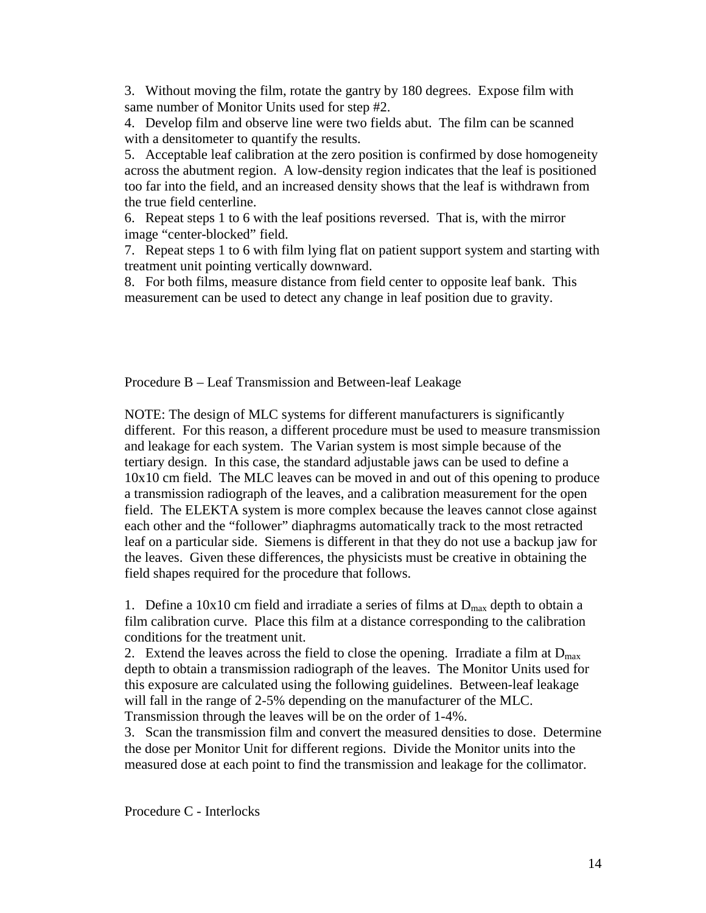3. Without moving the film, rotate the gantry by 180 degrees. Expose film with same number of Monitor Units used for step #2.
4. Develop film and observe line were two fields abut. The film can be scanned with a densitometer to quantify the results.
5. Acceptable leaf calibration at the zero position is confirmed by dose homogeneity across the abutment region. A low-density region indicates that the leaf is positioned too far into the field, and an increased density shows that the leaf is withdrawn from the true field centerline.
6. Repeat steps 1 to 6 with the leaf positions reversed. That is, with the mirror image "center-blocked" field.
7. Repeat steps 1 to 6 with film lying flat on patient support system and starting with treatment unit pointing vertically downward.
8. For both films, measure distance from field center to opposite leaf bank. This measurement can be used to detect any change in leaf position due to gravity.

Procedure B – Leaf Transmission and Between-leaf Leakage

NOTE: The design of MLC systems for different manufacturers is significantly different. For this reason, a different procedure must be used to measure transmission and leakage for each system. The Varian system is most simple because of the tertiary design. In this case, the standard adjustable jaws can be used to define a 10x10 cm field. The MLC leaves can be moved in and out of this opening to produce a transmission radiograph of the leaves, and a calibration measurement for the open field. The ELEKTA system is more complex because the leaves cannot close against each other and the "follower" diaphragms automatically track to the most retracted leaf on a particular side. Siemens is different in that they do not use a backup jaw for the leaves. Given these differences, the physicists must be creative in obtaining the field shapes required for the procedure that follows.

1. Define a 10x10 cm field and irradiate a series of films at $D_{max}$ depth to obtain a film calibration curve. Place this film at a distance corresponding to the calibration conditions for the treatment unit.
2. Extend the leaves across the field to close the opening. Irradiate a film at $D_{max}$ depth to obtain a transmission radiograph of the leaves. The Monitor Units used for this exposure are calculated using the following guidelines. Between-leaf leakage will fall in the range of 2-5% depending on the manufacturer of the MLC. Transmission through the leaves will be on the order of 1-4%.
3. Scan the transmission film and convert the measured densities to dose. Determine the dose per Monitor Unit for different regions. Divide the Monitor units into the measured dose at each point to find the transmission and leakage for the collimator.

Procedure C - Interlocks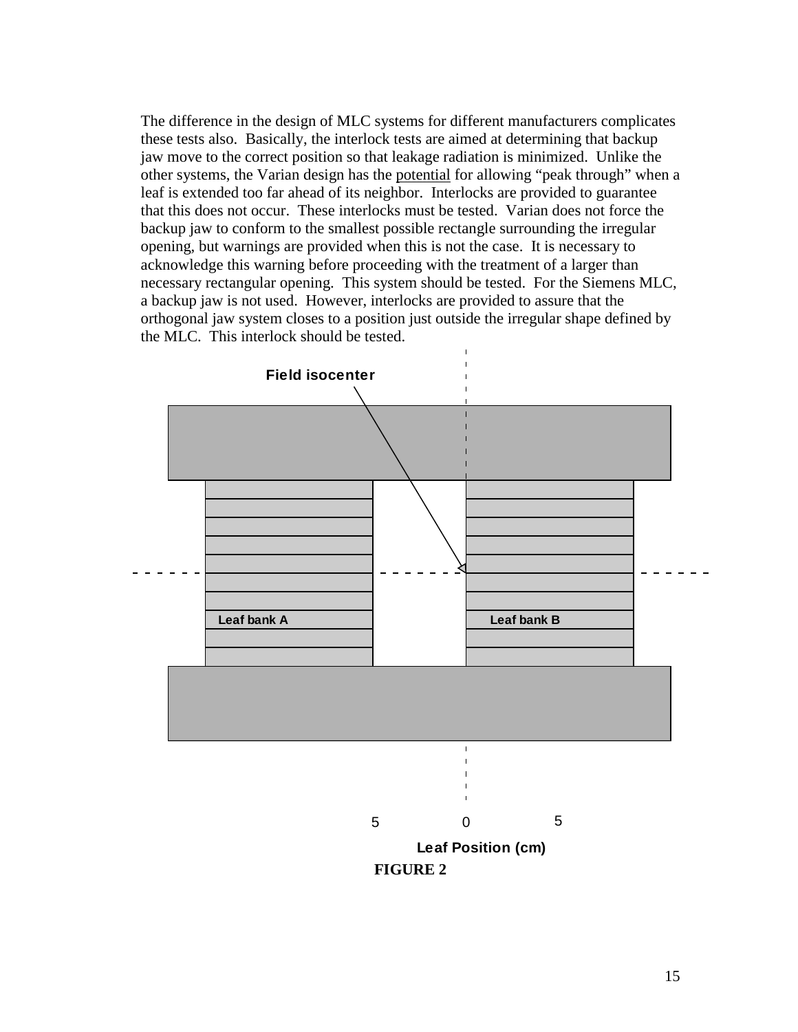The difference in the design of MLC systems for different manufacturers complicates these tests also. Basically, the interlock tests are aimed at determining that backup jaw move to the correct position so that leakage radiation is minimized. Unlike the other systems, the Varian design has the potential for allowing "peak through" when a leaf is extended too far ahead of its neighbor. Interlocks are provided to guarantee that this does not occur. These interlocks must be tested. Varian does not force the backup jaw to conform to the smallest possible rectangle surrounding the irregular opening, but warnings are provided when this is not the case. It is necessary to acknowledge this warning before proceeding with the treatment of a larger than necessary rectangular opening. This system should be tested. For the Siemens MLC, a backup jaw is not used. However, interlocks are provided to assure that the orthogonal jaw system closes to a position just outside the irregular shape defined by the MLC. This interlock should be tested.

Field isocenter

Leaf bank A

Leaf bank B

5 0 5

Leaf Position (cm)

**FIGURE 2**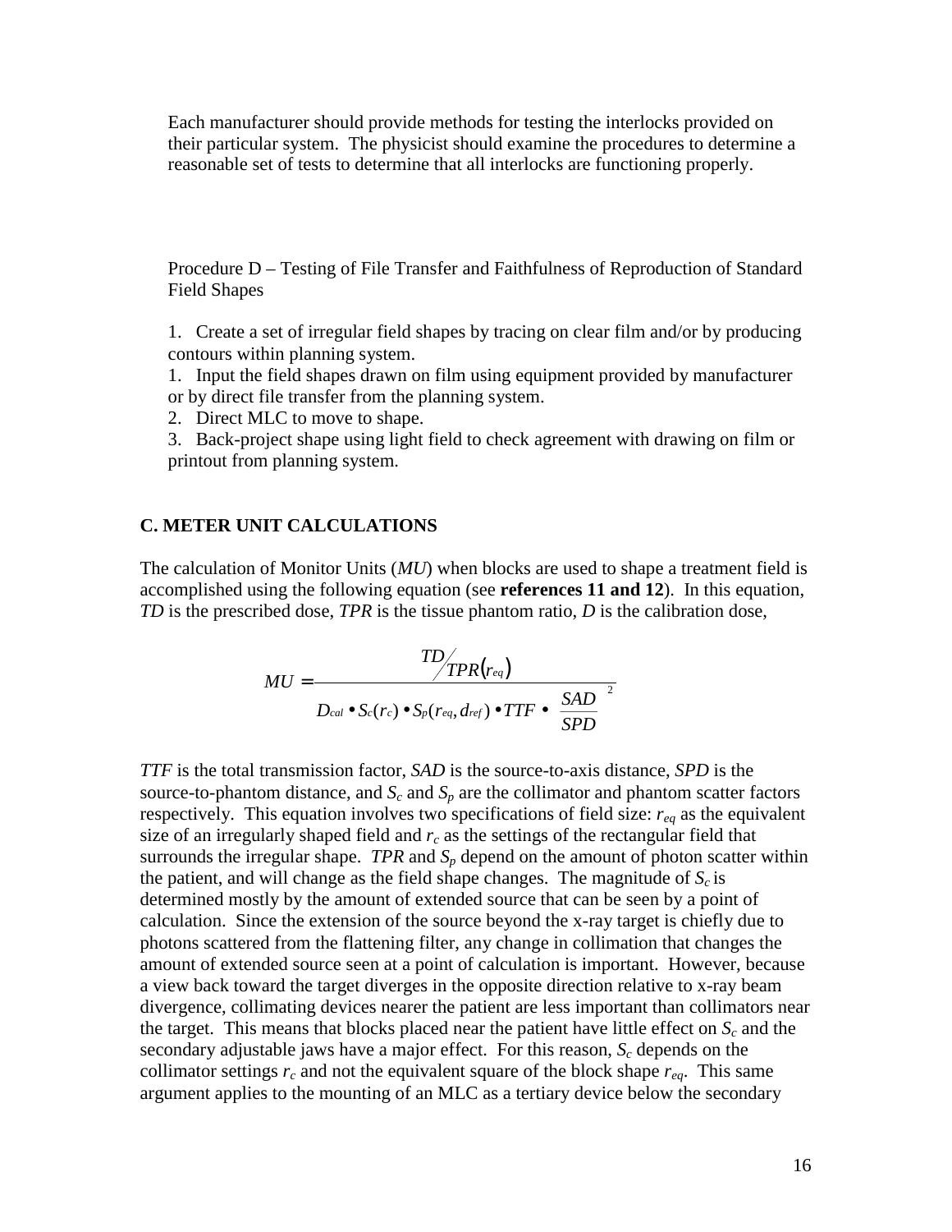Each manufacturer should provide methods for testing the interlocks provided on their particular system. The physicist should examine the procedures to determine a reasonable set of tests to determine that all interlocks are functioning properly.

Procedure D – Testing of File Transfer and Faithfulness of Reproduction of Standard Field Shapes

1. Create a set of irregular field shapes by tracing on clear film and/or by producing contours within planning system.
1. Input the field shapes drawn on film using equipment provided by manufacturer or by direct file transfer from the planning system.
2. Direct MLC to move to shape.
3. Back-project shape using light field to check agreement with drawing on film or printout from planning system.

## C. METER UNIT CALCULATIONS

The calculation of Monitor Units (*MU*) when blocks are used to shape a treatment field is accomplished using the following equation (see **references 11 and 12**). In this equation, *TD* is the prescribed dose, *TPR* is the tissue phantom ratio, *D* is the calibration dose,

$$MU = \frac{TD / TPR(r_{eq})}{D_{cal} \bullet S_c(r_c) \bullet S_p(r_{eq}, d_{ref}) \bullet TTF \bullet \left(\frac{SAD}{SPD}\right)^2}$$

*TTF* is the total transmission factor, *SAD* is the source-to-axis distance, *SPD* is the source-to-phantom distance, and $S_c$ and $S_p$ are the collimator and phantom scatter factors respectively. This equation involves two specifications of field size: $r_{eq}$ as the equivalent size of an irregularly shaped field and $r_c$ as the settings of the rectangular field that surrounds the irregular shape. *TPR* and $S_p$ depend on the amount of photon scatter within the patient, and will change as the field shape changes. The magnitude of $S_c$ is determined mostly by the amount of extended source that can be seen by a point of calculation. Since the extension of the source beyond the x-ray target is chiefly due to photons scattered from the flattening filter, any change in collimation that changes the amount of extended source seen at a point of calculation is important. However, because a view back toward the target diverges in the opposite direction relative to x-ray beam divergence, collimating devices nearer the patient are less important than collimators near the target. This means that blocks placed near the patient have little effect on $S_c$ and the secondary adjustable jaws have a major effect. For this reason, $S_c$ depends on the collimator settings $r_c$ and not the equivalent square of the block shape $r_{eq}$. This same argument applies to the mounting of an MLC as a tertiary device below the secondary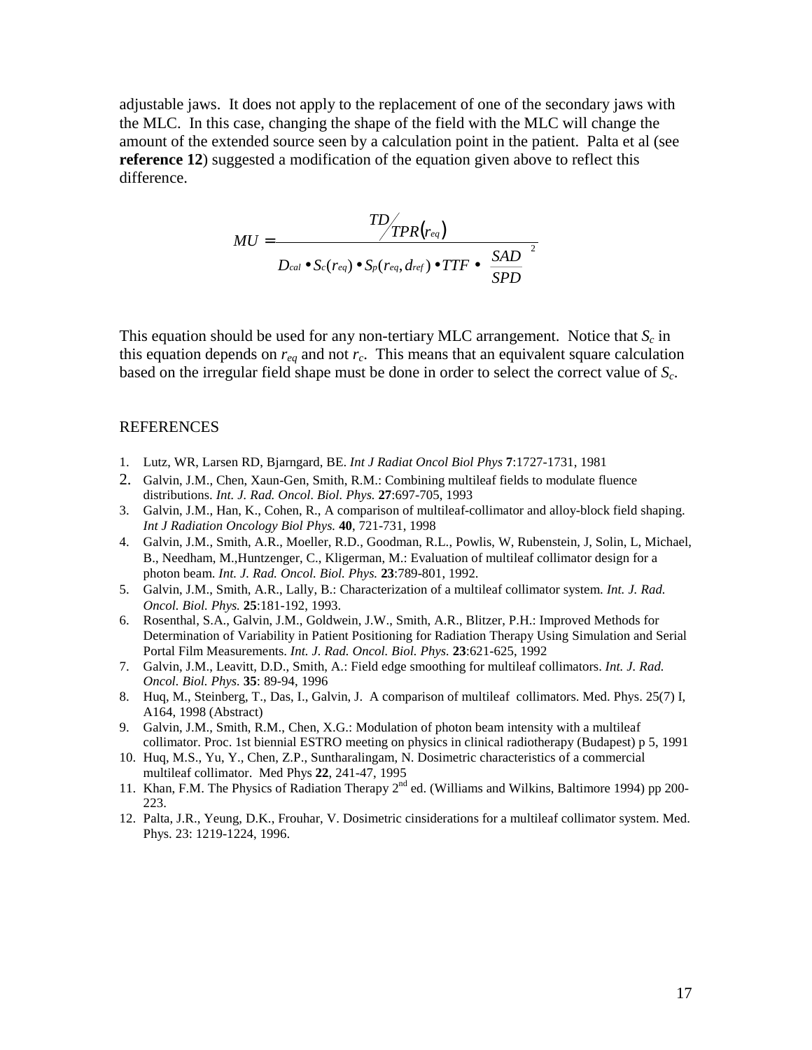adjustable jaws. It does not apply to the replacement of one of the secondary jaws with the MLC. In this case, changing the shape of the field with the MLC will change the amount of the extended source seen by a calculation point in the patient. Palta et al (see **reference 12**) suggested a modification of the equation given above to reflect this difference.

$$MU = \frac{TD / TPR(r_{eq})}{D_{cal} \bullet S_c(r_{eq}) \bullet S_p(r_{eq}, d_{ref}) \bullet TTF \bullet \left(\frac{SAD}{SPD}\right)^2}$$

This equation should be used for any non-tertiary MLC arrangement. Notice that $S_c$ in this equation depends on $r_{eq}$ and not $r_c$. This means that an equivalent square calculation based on the irregular field shape must be done in order to select the correct value of $S_c$.

## REFERENCES

1. Lutz, WR, Larsen RD, Bjarngard, BE. *Int J Radiat Oncol Biol Phys* **7**:1727-1731, 1981
2. Galvin, J.M., Chen, Xaun-Gen, Smith, R.M.: Combining multileaf fields to modulate fluence distributions. *Int. J. Rad. Oncol. Biol. Phys.* **27**:697-705, 1993
3. Galvin, J.M., Han, K., Cohen, R., A comparison of multileaf-collimator and alloy-block field shaping. *Int J Radiation Oncology Biol Phys.* **40**, 721-731, 1998
4. Galvin, J.M., Smith, A.R., Moeller, R.D., Goodman, R.L., Powlis, W, Rubenstein, J, Solin, L, Michael, B., Needham, M.,Huntzenger, C., Kligerman, M.: Evaluation of multileaf collimator design for a photon beam. *Int. J. Rad. Oncol. Biol. Phys.* **23**:789-801, 1992.
5. Galvin, J.M., Smith, A.R., Lally, B.: Characterization of a multileaf collimator system. *Int. J. Rad. Oncol. Biol. Phys.* **25**:181-192, 1993.
6. Rosenthal, S.A., Galvin, J.M., Goldwein, J.W., Smith, A.R., Blitzer, P.H.: Improved Methods for Determination of Variability in Patient Positioning for Radiation Therapy Using Simulation and Serial Portal Film Measurements. *Int. J. Rad. Oncol. Biol. Phys.* **23**:621-625, 1992
7. Galvin, J.M., Leavitt, D.D., Smith, A.: Field edge smoothing for multileaf collimators. *Int. J. Rad. Oncol. Biol. Phys.* **35**: 89-94, 1996
8. Huq, M., Steinberg, T., Das, I., Galvin, J. A comparison of multileaf collimators. Med. Phys. 25(7) I, A164, 1998 (Abstract)
9. Galvin, J.M., Smith, R.M., Chen, X.G.: Modulation of photon beam intensity with a multileaf collimator. Proc. 1st biennial ESTRO meeting on physics in clinical radiotherapy (Budapest) p 5, 1991
10. Huq, M.S., Yu, Y., Chen, Z.P., Suntharalingam, N. Dosimetric characteristics of a commercial multileaf collimator. Med Phys **22**, 241-47, 1995
11. Khan, F.M. The Physics of Radiation Therapy 2nd ed. (Williams and Wilkins, Baltimore 1994) pp 200-223.
12. Palta, J.R., Yeung, D.K., Frouhar, V. Dosimetric cinsiderations for a multileaf collimator system. Med. Phys. 23: 1219-1224, 1996.